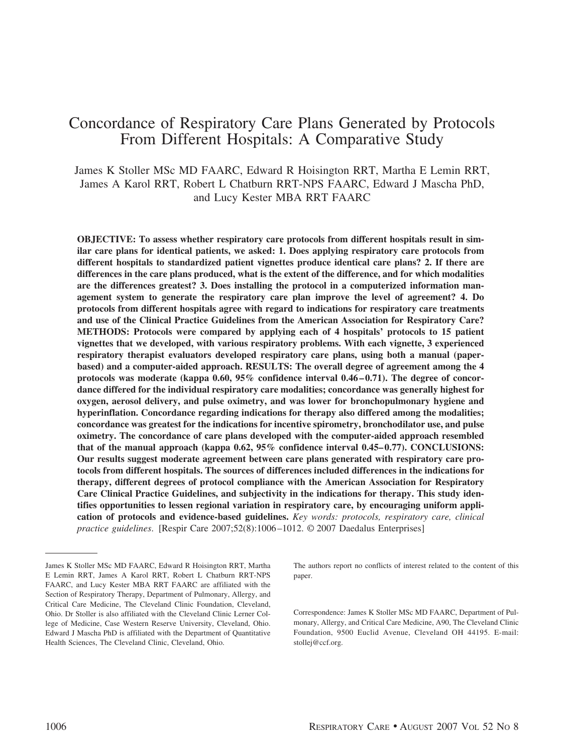# Concordance of Respiratory Care Plans Generated by Protocols From Different Hospitals: A Comparative Study

James K Stoller MSc MD FAARC, Edward R Hoisington RRT, Martha E Lemin RRT, James A Karol RRT, Robert L Chatburn RRT-NPS FAARC, Edward J Mascha PhD, and Lucy Kester MBA RRT FAARC

**OBJECTIVE: To assess whether respiratory care protocols from different hospitals result in similar care plans for identical patients, we asked: 1. Does applying respiratory care protocols from different hospitals to standardized patient vignettes produce identical care plans? 2. If there are differences in the care plans produced, what is the extent of the difference, and for which modalities are the differences greatest? 3. Does installing the protocol in a computerized information management system to generate the respiratory care plan improve the level of agreement? 4. Do protocols from different hospitals agree with regard to indications for respiratory care treatments and use of the Clinical Practice Guidelines from the American Association for Respiratory Care? METHODS: Protocols were compared by applying each of 4 hospitals' protocols to 15 patient vignettes that we developed, with various respiratory problems. With each vignette, 3 experienced respiratory therapist evaluators developed respiratory care plans, using both a manual (paper-based) and a computer-aided approach. RESULTS: The overall degree of agreement among the 4 protocols was moderate (kappa 0.60, 95% confidence interval 0.46–0.71). The degree of concordance differed for the individual respiratory care modalities; concordance was generally highest for oxygen, aerosol delivery, and pulse oximetry, and was lower for bronchopulmonary hygiene and hyperinflation. Concordance regarding indications for therapy also differed among the modalities; concordance was greatest for the indications for incentive spirometry, bronchodilator use, and pulse oximetry. The concordance of care plans developed with the computer-aided approach resembled that of the manual approach (kappa 0.62, 95% confidence interval 0.45–0.77). CONCLUSIONS: Our results suggest moderate agreement between care plans generated with respiratory care protocols from different hospitals. The sources of differences included differences in the indications for therapy, different degrees of protocol compliance with the American Association for Respiratory Care Clinical Practice Guidelines, and subjectivity in the indications for therapy. This study identifies opportunities to lessen regional variation in respiratory care, by encouraging uniform application of protocols and evidence-based guidelines.** *Key words: protocols, respiratory care, clinical practice guidelines.* [Respir Care 2007;52(8):1006–1012. © 2007 Daedalus Enterprises]

---

James K Stoller MSc MD FAARC, Edward R Hoisington RRT, Martha E Lemin RRT, James A Karol RRT, Robert L Chatburn RRT-NPS FAARC, and Lucy Kester MBA RRT FAARC are affiliated with the Section of Respiratory Therapy, Department of Pulmonary, Allergy, and Critical Care Medicine, The Cleveland Clinic Foundation, Cleveland, Ohio. Dr Stoller is also affiliated with the Cleveland Clinic Lerner College of Medicine, Case Western Reserve University, Cleveland, Ohio. Edward J Mascha PhD is affiliated with the Department of Quantitative Health Sciences, The Cleveland Clinic, Cleveland, Ohio.

The authors report no conflicts of interest related to the content of this paper.

Correspondence: James K Stoller MSc MD FAARC, Department of Pulmonary, Allergy, and Critical Care Medicine, A90, The Cleveland Clinic Foundation, 9500 Euclid Avenue, Cleveland OH 44195. E-mail: stollej@ccf.org.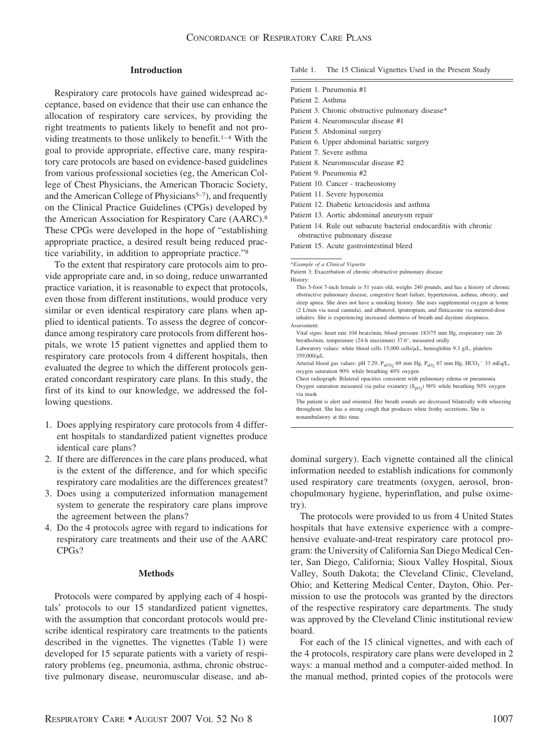## Introduction

Respiratory care protocols have gained widespread acceptance, based on evidence that their use can enhance the allocation of respiratory care services, by providing the right treatments to patients likely to benefit and not providing treatments to those unlikely to benefit.[1–4] With the goal to provide appropriate, effective care, many respiratory care protocols are based on evidence-based guidelines from various professional societies (eg, the American College of Chest Physicians, the American Thoracic Society, and the American College of Physicians[5–7]), and frequently on the Clinical Practice Guidelines (CPGs) developed by the American Association for Respiratory Care (AARC).[8] These CPGs were developed in the hope of "establishing appropriate practice, a desired result being reduced practice variability, in addition to appropriate practice."[8]

To the extent that respiratory care protocols aim to provide appropriate care and, in so doing, reduce unwarranted practice variation, it is reasonable to expect that protocols, even those from different institutions, would produce very similar or even identical respiratory care plans when applied to identical patients. To assess the degree of concordance among respiratory care protocols from different hospitals, we wrote 15 patient vignettes and applied them to respiratory care protocols from 4 different hospitals, then evaluated the degree to which the different protocols generated concordant respiratory care plans. In this study, the first of its kind to our knowledge, we addressed the following questions.

1. Does applying respiratory care protocols from 4 different hospitals to standardized patient vignettes produce identical care plans?
2. If there are differences in the care plans produced, what is the extent of the difference, and for which specific respiratory care modalities are the differences greatest?
3. Does using a computerized information management system to generate the respiratory care plans improve the agreement between the plans?
4. Do the 4 protocols agree with regard to indications for respiratory care treatments and their use of the AARC CPGs?

## Methods

Protocols were compared by applying each of 4 hospitals' protocols to our 15 standardized patient vignettes, with the assumption that concordant protocols would prescribe identical respiratory care treatments to the patients described in the vignettes. The vignettes (Table 1) were developed for 15 separate patients with a variety of respiratory problems (eg, pneumonia, asthma, chronic obstructive pulmonary disease, neuromuscular disease, and abdominal surgery). Each vignette contained all the clinical information needed to establish indications for commonly used respiratory care treatments (oxygen, aerosol, bronchopulmonary hygiene, hyperinflation, and pulse oximetry).

The protocols were provided to us from 4 United States hospitals that have extensive experience with a comprehensive evaluate-and-treat respiratory care protocol program: the University of California San Diego Medical Center, San Diego, California; Sioux Valley Hospital, Sioux Valley, South Dakota; the Cleveland Clinic, Cleveland, Ohio; and Kettering Medical Center, Dayton, Ohio. Permission to use the protocols was granted by the directors of the respective respiratory care departments. The study was approved by the Cleveland Clinic institutional review board.

For each of the 15 clinical vignettes, and with each of the 4 protocols, respiratory care plans were developed in 2 ways: a manual method and a computer-aided method. In the manual method, printed copies of the protocols were

Table 1. The 15 Clinical Vignettes Used in the Present Study

| |
|---|
| Patient 1. Pneumonia #1 |
| Patient 2. Asthma |
| Patient 3. Chronic obstructive pulmonary disease* |
| Patient 4. Neuromuscular disease #1 |
| Patient 5. Abdominal surgery |
| Patient 6. Upper abdominal bariatric surgery |
| Patient 7. Severe asthma |
| Patient 8. Neuromuscular disease #2 |
| Patient 9. Pneumonia #2 |
| Patient 10. Cancer - tracheostomy |
| Patient 11. Severe hypoxemia |
| Patient 12. Diabetic ketoacidosis and asthma |
| Patient 13. Aortic abdominal aneurysm repair |
| Patient 14. Rule out subacute bacterial endocarditis with chronic obstructive pulmonary disease |
| Patient 15. Acute gastrointestinal bleed |

*\*Example of a Clinical Vignette*

Patient 3: Exacerbation of chronic obstructive pulmonary disease

History:

This 5-foot 7-inch female is 51 years old, weighs 240 pounds, and has a history of chronic obstructive pulmonary disease, congestive heart failure, hypertension, asthma, obesity, and sleep apnea. She does not have a smoking history. She uses supplemental oxygen at home (2 L/min via nasal cannula), and albuterol, ipratropium, and fluticasone via metered-dose inhalers. She is experiencing increased shortness of breath and daytime sleepiness.

Assessment:

Vital signs: heart rate 104 beats/min, blood pressure 183/75 mm Hg, respiratory rate 26 breaths/min, temperature (24-h maximum) 37.6°, measured orally

Laboratory values: white blood cells 15,000 cells/μL, hemoglobin 9.3 g/L, platelets 359,000/μL

Arterial blood gas values: pH 7.29, $P_{aCO_2}$ 69 mm Hg, $P_{aO_2}$ 67 mm Hg, $HCO_3^-$ 33 mEq/L, oxygen saturation 90% while breathing 40% oxygen

Chest radiograph: Bilateral opacities consistent with pulmonary edema or pneumonia

Oxygen saturation measured via pulse oximetry ($S_{pO_2}$) 90% while breathing 50% oxygen via mask

The patient is alert and oriented. Her breath sounds are decreased bilaterally with wheezing throughout. She has a strong cough that produces white frothy secretions. She is nonambulatory at this time.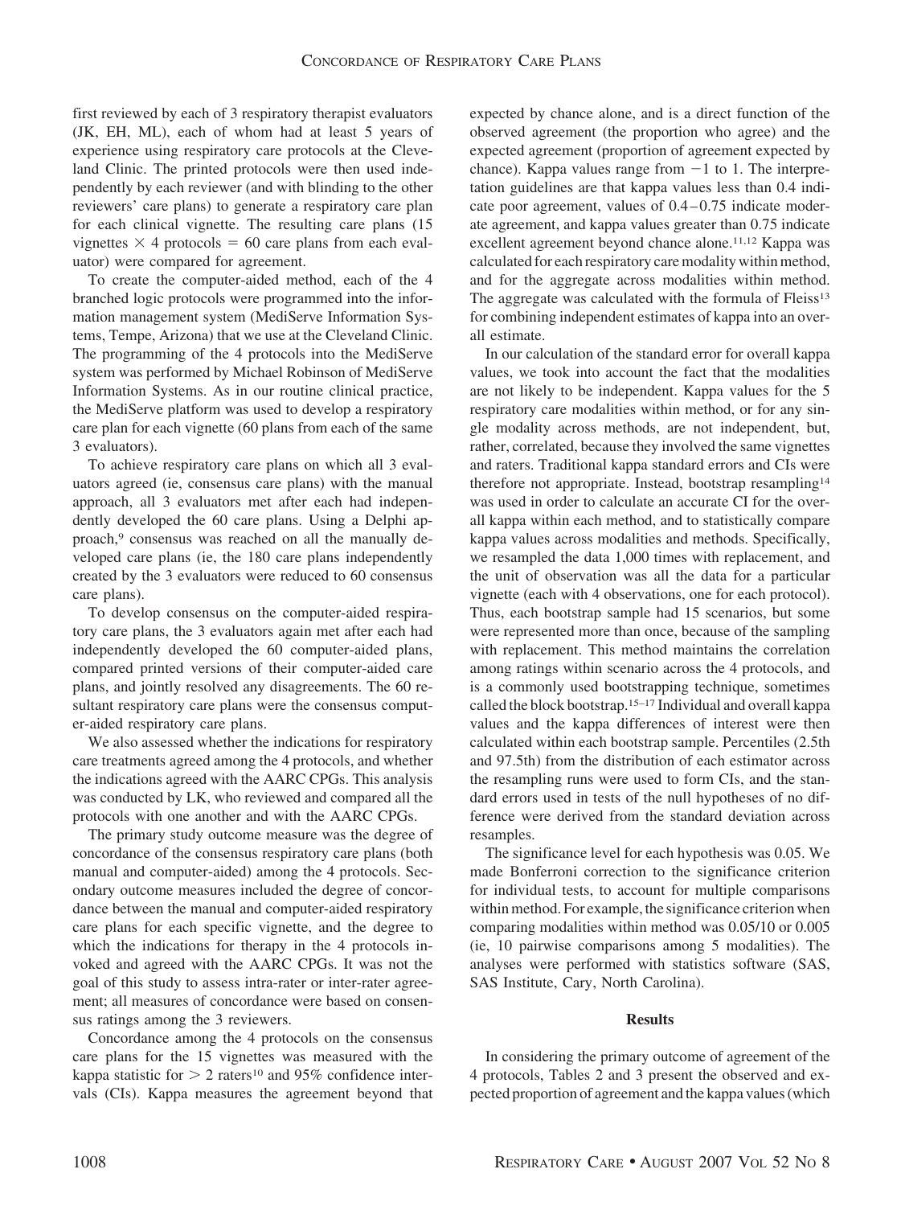first reviewed by each of 3 respiratory therapist evaluators (JK, EH, ML), each of whom had at least 5 years of experience using respiratory care protocols at the Cleveland Clinic. The printed protocols were then used independently by each reviewer (and with blinding to the other reviewers' care plans) to generate a respiratory care plan for each clinical vignette. The resulting care plans (15 vignettes × 4 protocols = 60 care plans from each evaluator) were compared for agreement.

To create the computer-aided method, each of the 4 branched logic protocols were programmed into the information management system (MediServe Information Systems, Tempe, Arizona) that we use at the Cleveland Clinic. The programming of the 4 protocols into the MediServe system was performed by Michael Robinson of MediServe Information Systems. As in our routine clinical practice, the MediServe platform was used to develop a respiratory care plan for each vignette (60 plans from each of the same 3 evaluators).

To achieve respiratory care plans on which all 3 evaluators agreed (ie, consensus care plans) with the manual approach, all 3 evaluators met after each had independently developed the 60 care plans. Using a Delphi approach,[9] consensus was reached on all the manually developed care plans (ie, the 180 care plans independently created by the 3 evaluators were reduced to 60 consensus care plans).

To develop consensus on the computer-aided respiratory care plans, the 3 evaluators again met after each had independently developed the 60 computer-aided plans, compared printed versions of their computer-aided care plans, and jointly resolved any disagreements. The 60 resultant respiratory care plans were the consensus computer-aided respiratory care plans.

We also assessed whether the indications for respiratory care treatments agreed among the 4 protocols, and whether the indications agreed with the AARC CPGs. This analysis was conducted by LK, who reviewed and compared all the protocols with one another and with the AARC CPGs.

The primary study outcome measure was the degree of concordance of the consensus respiratory care plans (both manual and computer-aided) among the 4 protocols. Secondary outcome measures included the degree of concordance between the manual and computer-aided respiratory care plans for each specific vignette, and the degree to which the indications for therapy in the 4 protocols invoked and agreed with the AARC CPGs. It was not the goal of this study to assess intra-rater or inter-rater agreement; all measures of concordance were based on consensus ratings among the 3 reviewers.

Concordance among the 4 protocols on the consensus care plans for the 15 vignettes was measured with the kappa statistic for $> 2$ raters[10] and 95% confidence intervals (CIs). Kappa measures the agreement beyond that expected by chance alone, and is a direct function of the observed agreement (the proportion who agree) and the expected agreement (proportion of agreement expected by chance). Kappa values range from $-1$ to 1. The interpretation guidelines are that kappa values less than 0.4 indicate poor agreement, values of 0.4–0.75 indicate moderate agreement, and kappa values greater than 0.75 indicate excellent agreement beyond chance alone.[11,12] Kappa was calculated for each respiratory care modality within method, and for the aggregate across modalities within method. The aggregate was calculated with the formula of Fleiss[13] for combining independent estimates of kappa into an overall estimate.

In our calculation of the standard error for overall kappa values, we took into account the fact that the modalities are not likely to be independent. Kappa values for the 5 respiratory care modalities within method, or for any single modality across methods, are not independent, but, rather, correlated, because they involved the same vignettes and raters. Traditional kappa standard errors and CIs were therefore not appropriate. Instead, bootstrap resampling[14] was used in order to calculate an accurate CI for the overall kappa within each method, and to statistically compare kappa values across modalities and methods. Specifically, we resampled the data 1,000 times with replacement, and the unit of observation was all the data for a particular vignette (each with 4 observations, one for each protocol). Thus, each bootstrap sample had 15 scenarios, but some were represented more than once, because of the sampling with replacement. This method maintains the correlation among ratings within scenario across the 4 protocols, and is a commonly used bootstrapping technique, sometimes called the block bootstrap.[15–17] Individual and overall kappa values and the kappa differences of interest were then calculated within each bootstrap sample. Percentiles (2.5th and 97.5th) from the distribution of each estimator across the resampling runs were used to form CIs, and the standard errors used in tests of the null hypotheses of no difference were derived from the standard deviation across resamples.

The significance level for each hypothesis was 0.05. We made Bonferroni correction to the significance criterion for individual tests, to account for multiple comparisons within method. For example, the significance criterion when comparing modalities within method was 0.05/10 or 0.005 (ie, 10 pairwise comparisons among 5 modalities). The analyses were performed with statistics software (SAS, SAS Institute, Cary, North Carolina).

## Results

In considering the primary outcome of agreement of the 4 protocols, Tables 2 and 3 present the observed and expected proportion of agreement and the kappa values (which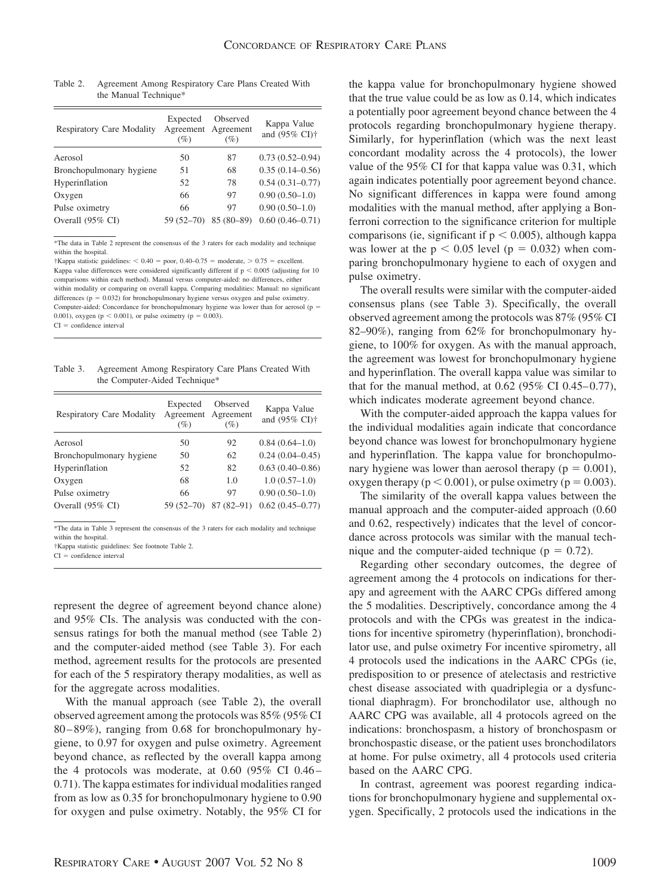Table 2. Agreement Among Respiratory Care Plans Created With the Manual Technique*

| Respiratory Care Modality | Expected Agreement (%) | Observed Agreement (%) | Kappa Value and (95% CI)† |
|---|---|---|---|
| Aerosol | 50 | 87 | 0.73 (0.52–0.94) |
| Bronchopulmonary hygiene | 51 | 68 | 0.35 (0.14–0.56) |
| Hyperinflation | 52 | 78 | 0.54 (0.31–0.77) |
| Oxygen | 66 | 97 | 0.90 (0.50–1.0) |
| Pulse oximetry | 66 | 97 | 0.90 (0.50–1.0) |
| Overall (95% CI) | 59 (52–70) | 85 (80–89) | 0.60 (0.46–0.71) |

*The data in Table 2 represent the consensus of the 3 raters for each modality and technique within the hospital.
†Kappa statistic guidelines: < 0.40 = poor, 0.40–0.75 = moderate, > 0.75 = excellent. Kappa value differences were considered significantly different if $p < 0.005$ (adjusting for 10 comparisons within each method). Manual versus computer-aided: no differences, either within modality or comparing on overall kappa. Comparing modalities: Manual: no significant differences ($p = 0.032$) for bronchopulmonary hygiene versus oxygen and pulse oximetry. Computer-aided: Concordance for bronchopulmonary hygiene was lower than for aerosol ($p = 0.001$), oxygen ($p < 0.001$), or pulse oximetry ($p = 0.003$).
CI = confidence interval

Table 3. Agreement Among Respiratory Care Plans Created With the Computer-Aided Technique*

| Respiratory Care Modality | Expected Agreement (%) | Observed Agreement (%) | Kappa Value and (95% CI)† |
|---|---|---|---|
| Aerosol | 50 | 92 | 0.84 (0.64–1.0) |
| Bronchopulmonary hygiene | 50 | 62 | 0.24 (0.04–0.45) |
| Hyperinflation | 52 | 82 | 0.63 (0.40–0.86) |
| Oxygen | 68 | 1.0 | 1.0 (0.57–1.0) |
| Pulse oximetry | 66 | 97 | 0.90 (0.50–1.0) |
| Overall (95% CI) | 59 (52–70) | 87 (82–91) | 0.62 (0.45–0.77) |

*The data in Table 3 represent the consensus of the 3 raters for each modality and technique within the hospital.
†Kappa statistic guidelines: See footnote Table 2.
CI = confidence interval

represent the degree of agreement beyond chance alone) and 95% CIs. The analysis was conducted with the consensus ratings for both the manual method (see Table 2) and the computer-aided method (see Table 3). For each method, agreement results for the protocols are presented for each of the 5 respiratory therapy modalities, as well as for the aggregate across modalities.

With the manual approach (see Table 2), the overall observed agreement among the protocols was 85% (95% CI 80–89%), ranging from 0.68 for bronchopulmonary hygiene, to 0.97 for oxygen and pulse oximetry. Agreement beyond chance, as reflected by the overall kappa among the 4 protocols was moderate, at 0.60 (95% CI 0.46–0.71). The kappa estimates for individual modalities ranged from as low as 0.35 for bronchopulmonary hygiene to 0.90 for oxygen and pulse oximetry. Notably, the 95% CI for the kappa value for bronchopulmonary hygiene showed that the true value could be as low as 0.14, which indicates a potentially poor agreement beyond chance between the 4 protocols regarding bronchopulmonary hygiene therapy. Similarly, for hyperinflation (which was the next least concordant modality across the 4 protocols), the lower value of the 95% CI for that kappa value was 0.31, which again indicates potentially poor agreement beyond chance. No significant differences in kappa were found among modalities with the manual method, after applying a Bonferroni correction to the significance criterion for multiple comparisons (ie, significant if $p < 0.005$), although kappa was lower at the $p < 0.05$ level ($p = 0.032$) when comparing bronchopulmonary hygiene to each of oxygen and pulse oximetry.

The overall results were similar with the computer-aided consensus plans (see Table 3). Specifically, the overall observed agreement among the protocols was 87% (95% CI 82–90%), ranging from 62% for bronchopulmonary hygiene, to 100% for oxygen. As with the manual approach, the agreement was lowest for bronchopulmonary hygiene and hyperinflation. The overall kappa value was similar to that for the manual method, at 0.62 (95% CI 0.45–0.77), which indicates moderate agreement beyond chance.

With the computer-aided approach the kappa values for the individual modalities again indicate that concordance beyond chance was lowest for bronchopulmonary hygiene and hyperinflation. The kappa value for bronchopulmonary hygiene was lower than aerosol therapy ($p = 0.001$), oxygen therapy ($p < 0.001$), or pulse oximetry ($p = 0.003$).

The similarity of the overall kappa values between the manual approach and the computer-aided approach (0.60 and 0.62, respectively) indicates that the level of concordance across protocols was similar with the manual technique and the computer-aided technique ($p = 0.72$).

Regarding other secondary outcomes, the degree of agreement among the 4 protocols on indications for therapy and agreement with the AARC CPGs differed among the 5 modalities. Descriptively, concordance among the 4 protocols and with the CPGs was greatest in the indications for incentive spirometry (hyperinflation), bronchodilator use, and pulse oximetry For incentive spirometry, all 4 protocols used the indications in the AARC CPGs (ie, predisposition to or presence of atelectasis and restrictive chest disease associated with quadriplegia or a dysfunctional diaphragm). For bronchodilator use, although no AARC CPG was available, all 4 protocols agreed on the indications: bronchospasm, a history of bronchospasm or bronchospastic disease, or the patient uses bronchodilators at home. For pulse oximetry, all 4 protocols used criteria based on the AARC CPG.

In contrast, agreement was poorest regarding indications for bronchopulmonary hygiene and supplemental oxygen. Specifically, 2 protocols used the indications in the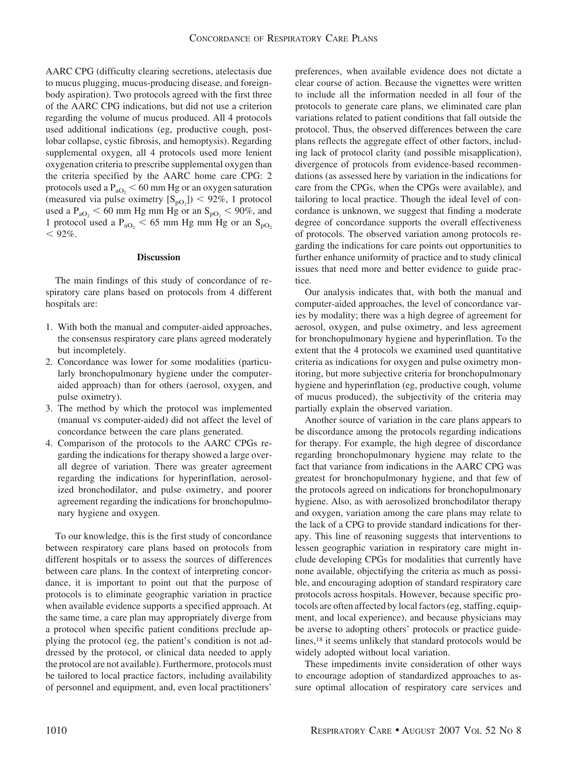AARC CPG (difficulty clearing secretions, atelectasis due to mucus plugging, mucus-producing disease, and foreign-body aspiration). Two protocols agreed with the first three of the AARC CPG indications, but did not use a criterion regarding the volume of mucus produced. All 4 protocols used additional indications (eg, productive cough, post-lobar collapse, cystic fibrosis, and hemoptysis). Regarding supplemental oxygen, all 4 protocols used more lenient oxygenation criteria to prescribe supplemental oxygen than the criteria specified by the AARC home care CPG: 2 protocols used a $P_{aO_2} < 60$ mm Hg or an oxygen saturation (measured via pulse oximetry [$S_{pO_2}$]) $< 92\%$, 1 protocol used a $P_{aO_2} < 60$ mm Hg mm Hg or an $S_{pO_2} < 90\%$, and 1 protocol used a $P_{aO_2} < 65$ mm Hg mm Hg or an $S_{pO_2} < 92\%$.

## Discussion

The main findings of this study of concordance of respiratory care plans based on protocols from 4 different hospitals are:

1. With both the manual and computer-aided approaches, the consensus respiratory care plans agreed moderately but incompletely.
2. Concordance was lower for some modalities (particularly bronchopulmonary hygiene under the computer-aided approach) than for others (aerosol, oxygen, and pulse oximetry).
3. The method by which the protocol was implemented (manual vs computer-aided) did not affect the level of concordance between the care plans generated.
4. Comparison of the protocols to the AARC CPGs regarding the indications for therapy showed a large overall degree of variation. There was greater agreement regarding the indications for hyperinflation, aerosolized bronchodilator, and pulse oximetry, and poorer agreement regarding the indications for bronchopulmonary hygiene and oxygen.

To our knowledge, this is the first study of concordance between respiratory care plans based on protocols from different hospitals or to assess the sources of differences between care plans. In the context of interpreting concordance, it is important to point out that the purpose of protocols is to eliminate geographic variation in practice when available evidence supports a specified approach. At the same time, a care plan may appropriately diverge from a protocol when specific patient conditions preclude applying the protocol (eg, the patient's condition is not addressed by the protocol, or clinical data needed to apply the protocol are not available). Furthermore, protocols must be tailored to local practice factors, including availability of personnel and equipment, and, even local practitioners' preferences, when available evidence does not dictate a clear course of action. Because the vignettes were written to include all the information needed in all four of the protocols to generate care plans, we eliminated care plan variations related to patient conditions that fall outside the protocol. Thus, the observed differences between the care plans reflects the aggregate effect of other factors, including lack of protocol clarity (and possible misapplication), divergence of protocols from evidence-based recommendations (as assessed here by variation in the indications for care from the CPGs, when the CPGs were available), and tailoring to local practice. Though the ideal level of concordance is unknown, we suggest that finding a moderate degree of concordance supports the overall effectiveness of protocols. The observed variation among protocols regarding the indications for care points out opportunities to further enhance uniformity of practice and to study clinical issues that need more and better evidence to guide practice.

Our analysis indicates that, with both the manual and computer-aided approaches, the level of concordance varies by modality; there was a high degree of agreement for aerosol, oxygen, and pulse oximetry, and less agreement for bronchopulmonary hygiene and hyperinflation. To the extent that the 4 protocols we examined used quantitative criteria as indications for oxygen and pulse oximetry monitoring, but more subjective criteria for bronchopulmonary hygiene and hyperinflation (eg, productive cough, volume of mucus produced), the subjectivity of the criteria may partially explain the observed variation.

Another source of variation in the care plans appears to be discordance among the protocols regarding indications for therapy. For example, the high degree of discordance regarding bronchopulmonary hygiene may relate to the fact that variance from indications in the AARC CPG was greatest for bronchopulmonary hygiene, and that few of the protocols agreed on indications for bronchopulmonary hygiene. Also, as with aerosolized bronchodilator therapy and oxygen, variation among the care plans may relate to the lack of a CPG to provide standard indications for therapy. This line of reasoning suggests that interventions to lessen geographic variation in respiratory care might include developing CPGs for modalities that currently have none available, objectifying the criteria as much as possible, and encouraging adoption of standard respiratory care protocols across hospitals. However, because specific protocols are often affected by local factors (eg, staffing, equipment, and local experience), and because physicians may be averse to adopting others' protocols or practice guidelines,[18] it seems unlikely that standard protocols would be widely adopted without local variation.

These impediments invite consideration of other ways to encourage adoption of standardized approaches to assure optimal allocation of respiratory care services and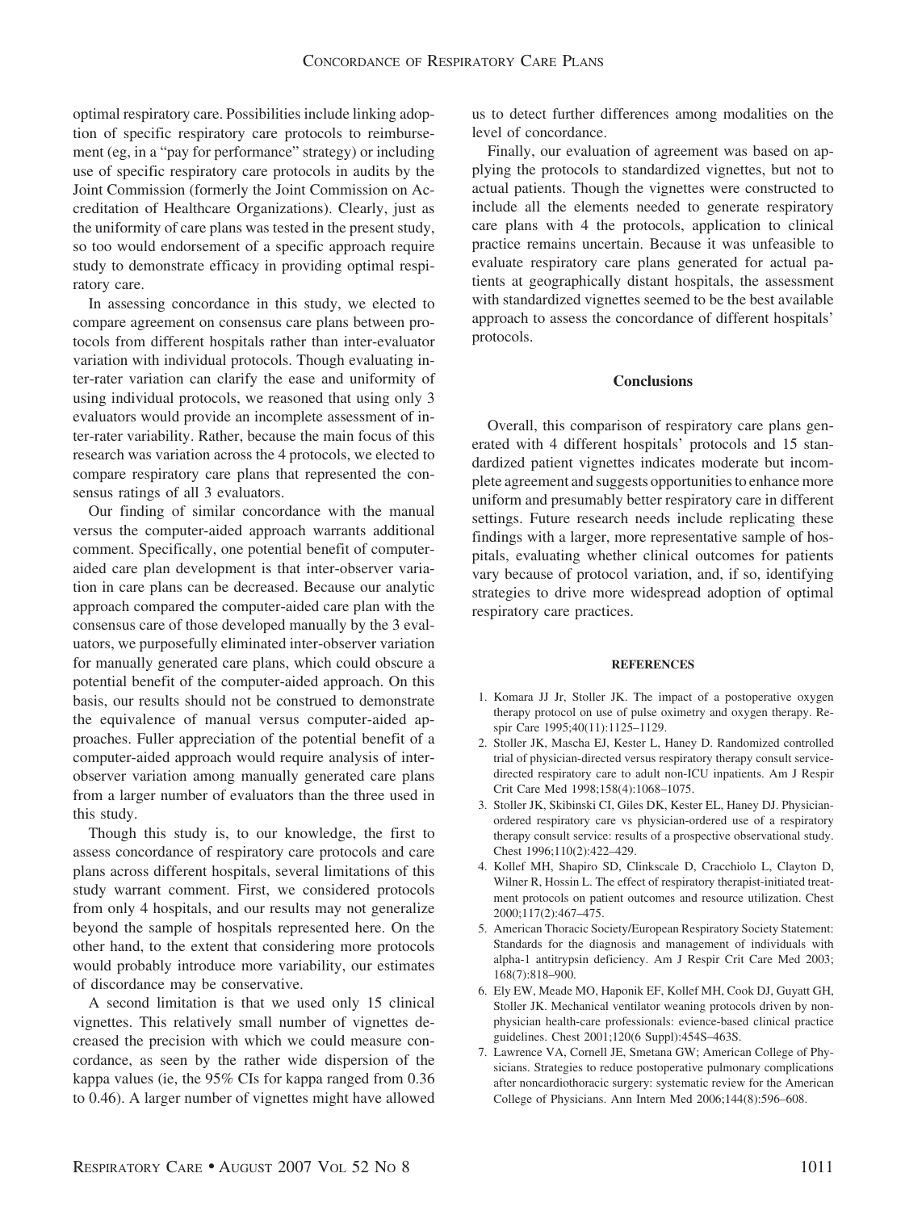optimal respiratory care. Possibilities include linking adoption of specific respiratory care protocols to reimbursement (eg, in a "pay for performance" strategy) or including use of specific respiratory care protocols in audits by the Joint Commission (formerly the Joint Commission on Accreditation of Healthcare Organizations). Clearly, just as the uniformity of care plans was tested in the present study, so too would endorsement of a specific approach require study to demonstrate efficacy in providing optimal respiratory care.

In assessing concordance in this study, we elected to compare agreement on consensus care plans between protocols from different hospitals rather than inter-evaluator variation with individual protocols. Though evaluating inter-rater variation can clarify the ease and uniformity of using individual protocols, we reasoned that using only 3 evaluators would provide an incomplete assessment of inter-rater variability. Rather, because the main focus of this research was variation across the 4 protocols, we elected to compare respiratory care plans that represented the consensus ratings of all 3 evaluators.

Our finding of similar concordance with the manual versus the computer-aided approach warrants additional comment. Specifically, one potential benefit of computer-aided care plan development is that inter-observer variation in care plans can be decreased. Because our analytic approach compared the computer-aided care plan with the consensus care of those developed manually by the 3 evaluators, we purposefully eliminated inter-observer variation for manually generated care plans, which could obscure a potential benefit of the computer-aided approach. On this basis, our results should not be construed to demonstrate the equivalence of manual versus computer-aided approaches. Fuller appreciation of the potential benefit of a computer-aided approach would require analysis of inter-observer variation among manually generated care plans from a larger number of evaluators than the three used in this study.

Though this study is, to our knowledge, the first to assess concordance of respiratory care protocols and care plans across different hospitals, several limitations of this study warrant comment. First, we considered protocols from only 4 hospitals, and our results may not generalize beyond the sample of hospitals represented here. On the other hand, to the extent that considering more protocols would probably introduce more variability, our estimates of discordance may be conservative.

A second limitation is that we used only 15 clinical vignettes. This relatively small number of vignettes decreased the precision with which we could measure concordance, as seen by the rather wide dispersion of the kappa values (ie, the 95% CIs for kappa ranged from 0.36 to 0.46). A larger number of vignettes might have allowed us to detect further differences among modalities on the level of concordance.

Finally, our evaluation of agreement was based on applying the protocols to standardized vignettes, but not to actual patients. Though the vignettes were constructed to include all the elements needed to generate respiratory care plans with 4 the protocols, application to clinical practice remains uncertain. Because it was unfeasible to evaluate respiratory care plans generated for actual patients at geographically distant hospitals, the assessment with standardized vignettes seemed to be the best available approach to assess the concordance of different hospitals' protocols.

## Conclusions

Overall, this comparison of respiratory care plans generated with 4 different hospitals' protocols and 15 standardized patient vignettes indicates moderate but incomplete agreement and suggests opportunities to enhance more uniform and presumably better respiratory care in different settings. Future research needs include replicating these findings with a larger, more representative sample of hospitals, evaluating whether clinical outcomes for patients vary because of protocol variation, and, if so, identifying strategies to drive more widespread adoption of optimal respiratory care practices.

### REFERENCES

1. Komara JJ Jr, Stoller JK. The impact of a postoperative oxygen therapy protocol on use of pulse oximetry and oxygen therapy. Respir Care 1995;40(11):1125–1129.
2. Stoller JK, Mascha EJ, Kester L, Haney D. Randomized controlled trial of physician-directed versus respiratory therapy consult service-directed respiratory care to adult non-ICU inpatients. Am J Respir Crit Care Med 1998;158(4):1068–1075.
3. Stoller JK, Skibinski CI, Giles DK, Kester EL, Haney DJ. Physician-ordered respiratory care vs physician-ordered use of a respiratory therapy consult service: results of a prospective observational study. Chest 1996;110(2):422–429.
4. Kollef MH, Shapiro SD, Clinkscale D, Cracchiolo L, Clayton D, Wilner R, Hossin L. The effect of respiratory therapist-initiated treatment protocols on patient outcomes and resource utilization. Chest 2000;117(2):467–475.
5. American Thoracic Society/European Respiratory Society Statement: Standards for the diagnosis and management of individuals with alpha-1 antitrypsin deficiency. Am J Respir Crit Care Med 2003; 168(7):818–900.
6. Ely EW, Meade MO, Haponik EF, Kollef MH, Cook DJ, Guyatt GH, Stoller JK. Mechanical ventilator weaning protocols driven by non-physician health-care professionals: evience-based clinical practice guidelines. Chest 2001;120(6 Suppl):454S–463S.
7. Lawrence VA, Cornell JE, Smetana GW; American College of Physicians. Strategies to reduce postoperative pulmonary complications after noncardiothoracic surgery: systematic review for the American College of Physicians. Ann Intern Med 2006;144(8):596–608.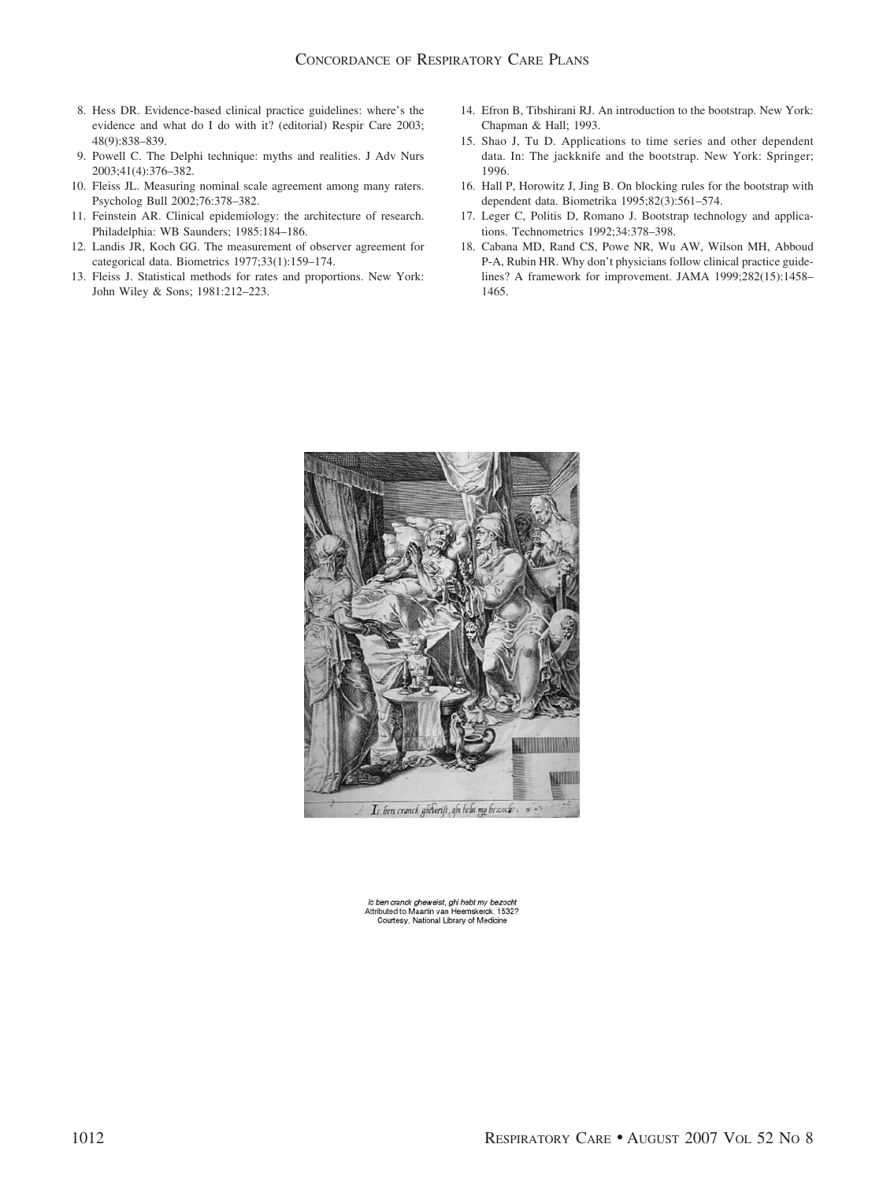8. Hess DR. Evidence-based clinical practice guidelines: where's the evidence and what do I do with it? (editorial) Respir Care 2003; 48(9):838–839.
9. Powell C. The Delphi technique: myths and realities. J Adv Nurs 2003;41(4):376–382.
10. Fleiss JL. Measuring nominal scale agreement among many raters. Psycholog Bull 2002;76:378–382.
11. Feinstein AR. Clinical epidemiology: the architecture of research. Philadelphia: WB Saunders; 1985:184–186.
12. Landis JR, Koch GG. The measurement of observer agreement for categorical data. Biometrics 1977;33(1):159–174.
13. Fleiss J. Statistical methods for rates and proportions. New York: John Wiley & Sons; 1981:212–223.
14. Efron B, Tibshirani RJ. An introduction to the bootstrap. New York: Chapman & Hall; 1993.
15. Shao J, Tu D. Applications to time series and other dependent data. In: The jackknife and the bootstrap. New York: Springer; 1996.
16. Hall P, Horowitz J, Jing B. On blocking rules for the bootstrap with dependent data. Biometrika 1995;82(3):561–574.
17. Leger C, Politis D, Romano J. Bootstrap technology and applications. Technometrics 1992;34:378–398.
18. Cabana MD, Rand CS, Powe NR, Wu AW, Wilson MH, Abboud P-A, Rubin HR. Why don't physicians follow clinical practice guidelines? A framework for improvement. JAMA 1999;282(15):1458–1465.

*Ic ben cranck gheweist, ghi hebt my bezocht*
Attributed to Maarlin van Heemskerck, 1532?
Courtesy, National Library of Medicine